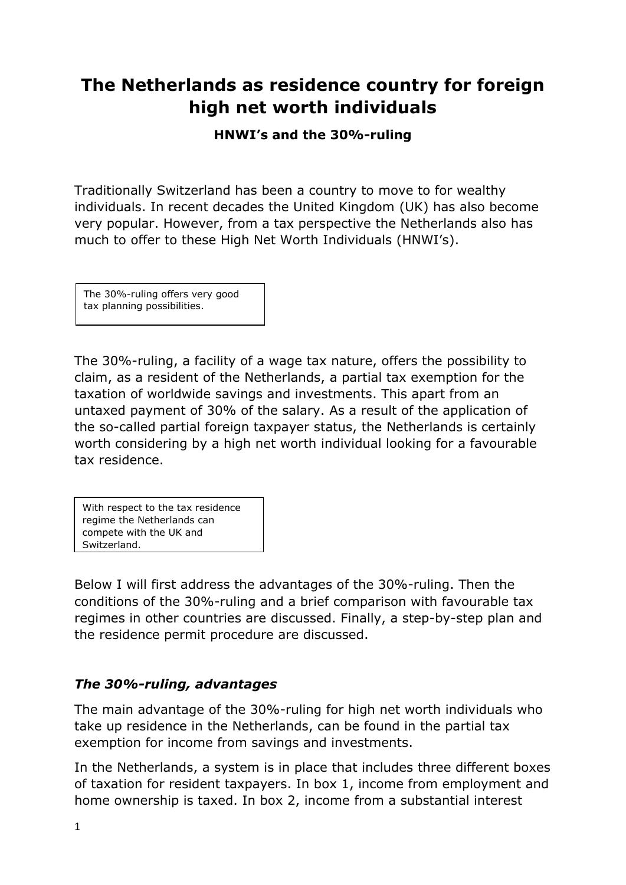# The Netherlands as residence country for foreign high net worth individuals

### HNWI's and the 30%-ruling

Traditionally Switzerland has been a country to move to for wealthy individuals. In recent decades the United Kingdom (UK) has also become very popular. However, from a tax perspective the Netherlands also has much to offer to these High Net Worth Individuals (HNWI's).

> The 30%-ruling offers very good tax planning possibilities.

The 30%-ruling, a facility of a wage tax nature, offers the possibility to claim, as a resident of the Netherlands, a partial tax exemption for the taxation of worldwide savings and investments. This apart from an untaxed payment of 30% of the salary. As a result of the application of the so-called partial foreign taxpayer status, the Netherlands is certainly worth considering by a high net worth individual looking for a favourable tax residence.

> With respect to the tax residence regime the Netherlands can compete with the UK and Switzerland.

Below I will first address the advantages of the 30%-ruling. Then the conditions of the 30%-ruling and a brief comparison with favourable tax regimes in other countries are discussed. Finally, a step-by-step plan and the residence permit procedure are discussed.

## *The 30%-ruling, advantages*

The main advantage of the 30%-ruling for high net worth individuals who take up residence in the Netherlands, can be found in the partial tax exemption for income from savings and investments.

In the Netherlands, a system is in place that includes three different boxes of taxation for resident taxpayers. In box 1, income from employment and home ownership is taxed. In box 2, income from a substantial interest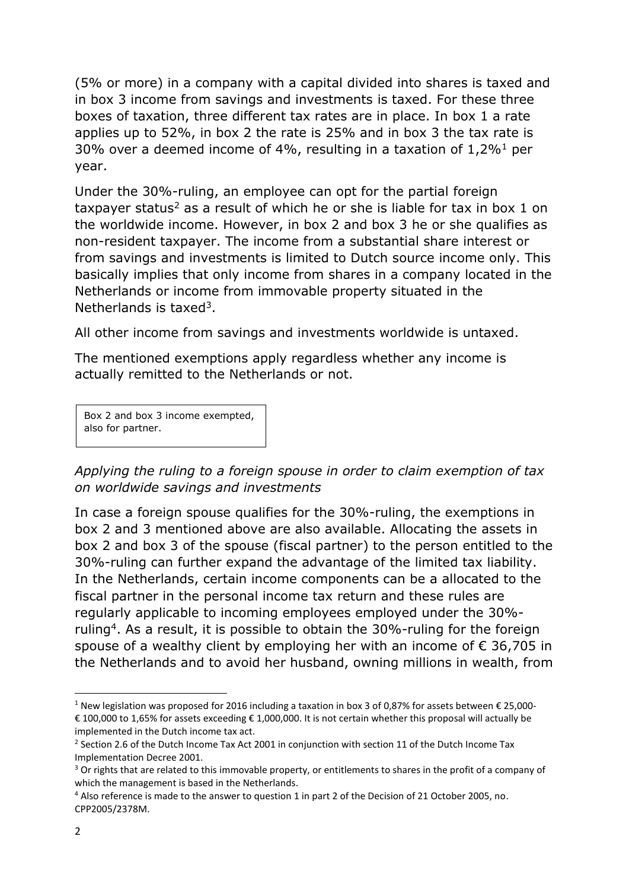(5% or more) in a company with a capital divided into shares is taxed and in box 3 income from savings and investments is taxed. For these three boxes of taxation, three different tax rates are in place. In box 1 a rate applies up to 52%, in box 2 the rate is 25% and in box 3 the tax rate is 30% over a deemed income of 4%, resulting in a taxation of 1,2%[1] per year.

Under the 30%-ruling, an employee can opt for the partial foreign taxpayer status[2] as a result of which he or she is liable for tax in box 1 on the worldwide income. However, in box 2 and box 3 he or she qualifies as non-resident taxpayer. The income from a substantial share interest or from savings and investments is limited to Dutch source income only. This basically implies that only income from shares in a company located in the Netherlands or income from immovable property situated in the Netherlands is taxed[3].

All other income from savings and investments worldwide is untaxed.

The mentioned exemptions apply regardless whether any income is actually remitted to the Netherlands or not.

Box 2 and box 3 income exempted, also for partner.

*Applying the ruling to a foreign spouse in order to claim exemption of tax on worldwide savings and investments*

In case a foreign spouse qualifies for the 30%-ruling, the exemptions in box 2 and 3 mentioned above are also available. Allocating the assets in box 2 and box 3 of the spouse (fiscal partner) to the person entitled to the 30%-ruling can further expand the advantage of the limited tax liability. In the Netherlands, certain income components can be a allocated to the fiscal partner in the personal income tax return and these rules are regularly applicable to incoming employees employed under the 30%-ruling[4]. As a result, it is possible to obtain the 30%-ruling for the foreign spouse of a wealthy client by employing her with an income of € 36,705 in the Netherlands and to avoid her husband, owning millions in wealth, from

---

[1] New legislation was proposed for 2016 including a taxation in box 3 of 0,87% for assets between € 25,000-€ 100,000 to 1,65% for assets exceeding € 1,000,000. It is not certain whether this proposal will actually be implemented in the Dutch income tax act.

[2] Section 2.6 of the Dutch Income Tax Act 2001 in conjunction with section 11 of the Dutch Income Tax Implementation Decree 2001.

[3] Or rights that are related to this immovable property, or entitlements to shares in the profit of a company of which the management is based in the Netherlands.

[4] Also reference is made to the answer to question 1 in part 2 of the Decision of 21 October 2005, no. CPP2005/2378M.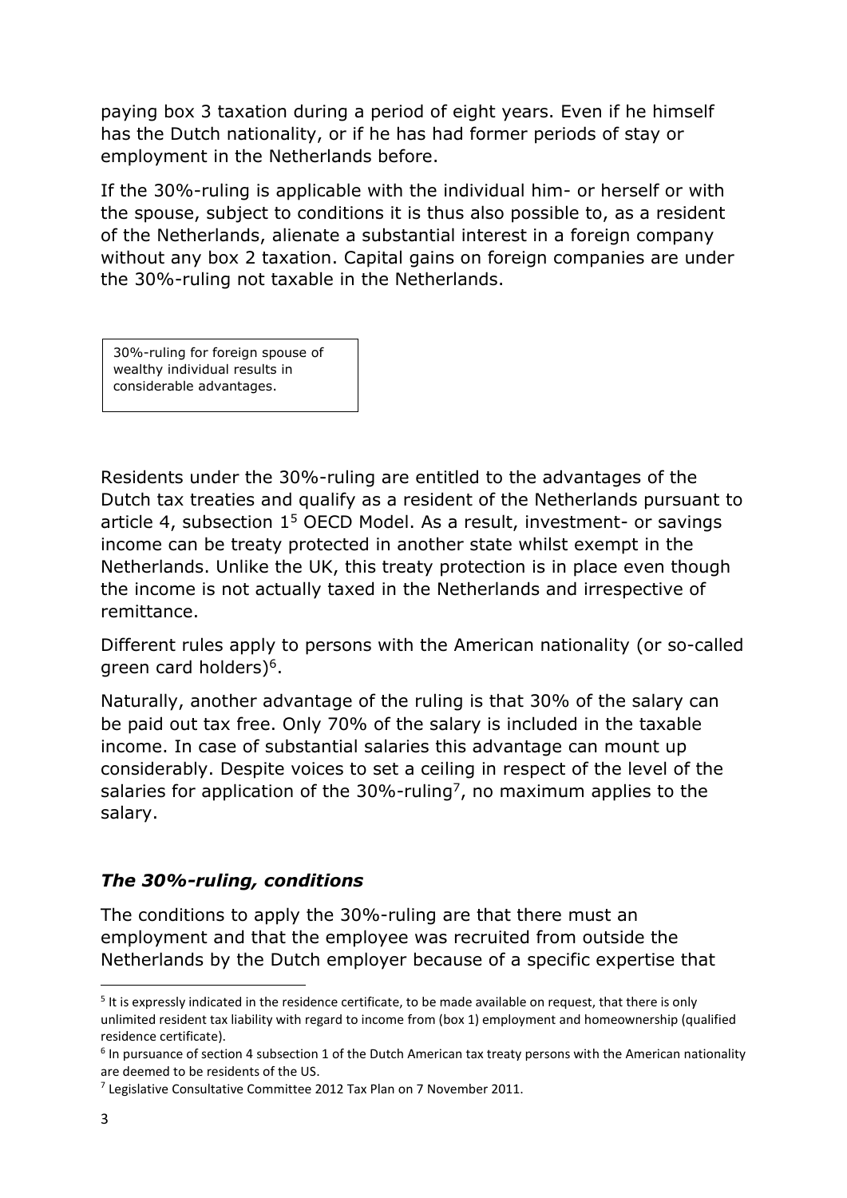paying box 3 taxation during a period of eight years. Even if he himself has the Dutch nationality, or if he has had former periods of stay or employment in the Netherlands before.

If the 30%-ruling is applicable with the individual him- or herself or with the spouse, subject to conditions it is thus also possible to, as a resident of the Netherlands, alienate a substantial interest in a foreign company without any box 2 taxation. Capital gains on foreign companies are under the 30%-ruling not taxable in the Netherlands.

30%-ruling for foreign spouse of wealthy individual results in considerable advantages.

Residents under the 30%-ruling are entitled to the advantages of the Dutch tax treaties and qualify as a resident of the Netherlands pursuant to article 4, subsection 1[5] OECD Model. As a result, investment- or savings income can be treaty protected in another state whilst exempt in the Netherlands. Unlike the UK, this treaty protection is in place even though the income is not actually taxed in the Netherlands and irrespective of remittance.

Different rules apply to persons with the American nationality (or so-called green card holders)[6].

Naturally, another advantage of the ruling is that 30% of the salary can be paid out tax free. Only 70% of the salary is included in the taxable income. In case of substantial salaries this advantage can mount up considerably. Despite voices to set a ceiling in respect of the level of the salaries for application of the 30%-ruling[7], no maximum applies to the salary.

### *The 30%-ruling, conditions*

The conditions to apply the 30%-ruling are that there must an employment and that the employee was recruited from outside the Netherlands by the Dutch employer because of a specific expertise that

---

[5] It is expressly indicated in the residence certificate, to be made available on request, that there is only unlimited resident tax liability with regard to income from (box 1) employment and homeownership (qualified residence certificate).

[6] In pursuance of section 4 subsection 1 of the Dutch American tax treaty persons with the American nationality are deemed to be residents of the US.

[7] Legislative Consultative Committee 2012 Tax Plan on 7 November 2011.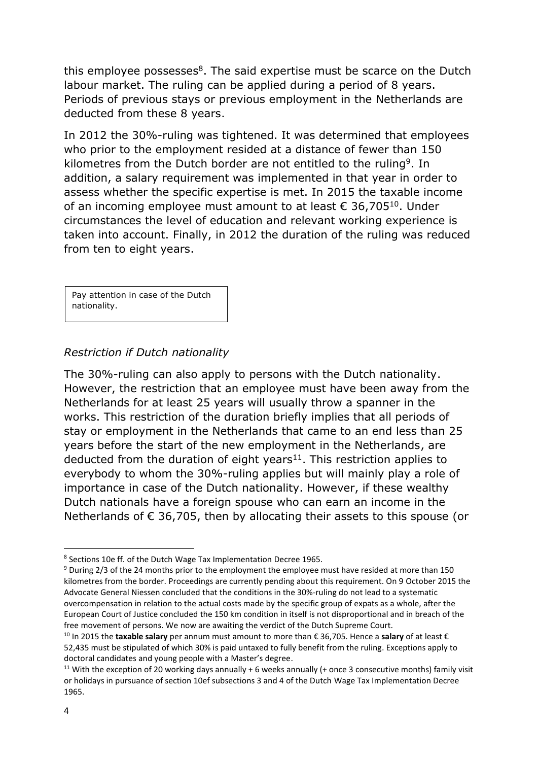this employee possesses[8]. The said expertise must be scarce on the Dutch labour market. The ruling can be applied during a period of 8 years. Periods of previous stays or previous employment in the Netherlands are deducted from these 8 years.

In 2012 the 30%-ruling was tightened. It was determined that employees who prior to the employment resided at a distance of fewer than 150 kilometres from the Dutch border are not entitled to the ruling[9]. In addition, a salary requirement was implemented in that year in order to assess whether the specific expertise is met. In 2015 the taxable income of an incoming employee must amount to at least € 36,705[10]. Under circumstances the level of education and relevant working experience is taken into account. Finally, in 2012 the duration of the ruling was reduced from ten to eight years.

Pay attention in case of the Dutch nationality.

*Restriction if Dutch nationality*

The 30%-ruling can also apply to persons with the Dutch nationality. However, the restriction that an employee must have been away from the Netherlands for at least 25 years will usually throw a spanner in the works. This restriction of the duration briefly implies that all periods of stay or employment in the Netherlands that came to an end less than 25 years before the start of the new employment in the Netherlands, are deducted from the duration of eight years[11]. This restriction applies to everybody to whom the 30%-ruling applies but will mainly play a role of importance in case of the Dutch nationality. However, if these wealthy Dutch nationals have a foreign spouse who can earn an income in the Netherlands of € 36,705, then by allocating their assets to this spouse (or

---

[8] Sections 10e ff. of the Dutch Wage Tax Implementation Decree 1965.

[9] During 2/3 of the 24 months prior to the employment the employee must have resided at more than 150 kilometres from the border. Proceedings are currently pending about this requirement. On 9 October 2015 the Advocate General Niessen concluded that the conditions in the 30%-ruling do not lead to a systematic overcompensation in relation to the actual costs made by the specific group of expats as a whole, after the European Court of Justice concluded the 150 km condition in itself is not disproportional and in breach of the free movement of persons. We now are awaiting the verdict of the Dutch Supreme Court.

[10] In 2015 the **taxable salary** per annum must amount to more than € 36,705. Hence a **salary** of at least € 52,435 must be stipulated of which 30% is paid untaxed to fully benefit from the ruling. Exceptions apply to doctoral candidates and young people with a Master's degree.

[11] With the exception of 20 working days annually + 6 weeks annually (+ once 3 consecutive months) family visit or holidays in pursuance of section 10ef subsections 3 and 4 of the Dutch Wage Tax Implementation Decree 1965.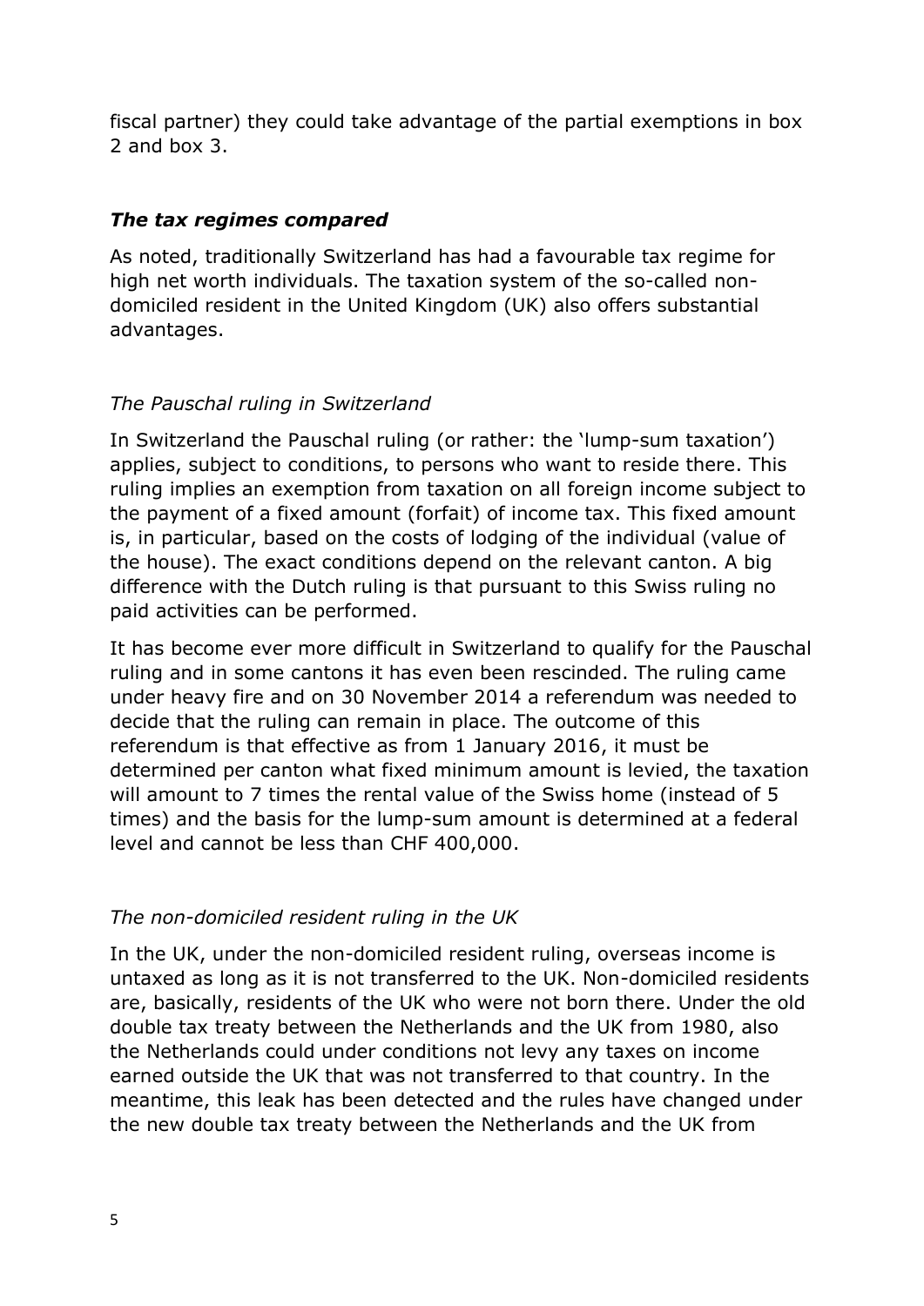fiscal partner) they could take advantage of the partial exemptions in box 2 and box 3.

### *The tax regimes compared*

As noted, traditionally Switzerland has had a favourable tax regime for high net worth individuals. The taxation system of the so-called non-domiciled resident in the United Kingdom (UK) also offers substantial advantages.

#### *The Pauschal ruling in Switzerland*

In Switzerland the Pauschal ruling (or rather: the 'lump-sum taxation') applies, subject to conditions, to persons who want to reside there. This ruling implies an exemption from taxation on all foreign income subject to the payment of a fixed amount (forfait) of income tax. This fixed amount is, in particular, based on the costs of lodging of the individual (value of the house). The exact conditions depend on the relevant canton. A big difference with the Dutch ruling is that pursuant to this Swiss ruling no paid activities can be performed.

It has become ever more difficult in Switzerland to qualify for the Pauschal ruling and in some cantons it has even been rescinded. The ruling came under heavy fire and on 30 November 2014 a referendum was needed to decide that the ruling can remain in place. The outcome of this referendum is that effective as from 1 January 2016, it must be determined per canton what fixed minimum amount is levied, the taxation will amount to 7 times the rental value of the Swiss home (instead of 5 times) and the basis for the lump-sum amount is determined at a federal level and cannot be less than CHF 400,000.

#### *The non-domiciled resident ruling in the UK*

In the UK, under the non-domiciled resident ruling, overseas income is untaxed as long as it is not transferred to the UK. Non-domiciled residents are, basically, residents of the UK who were not born there. Under the old double tax treaty between the Netherlands and the UK from 1980, also the Netherlands could under conditions not levy any taxes on income earned outside the UK that was not transferred to that country. In the meantime, this leak has been detected and the rules have changed under the new double tax treaty between the Netherlands and the UK from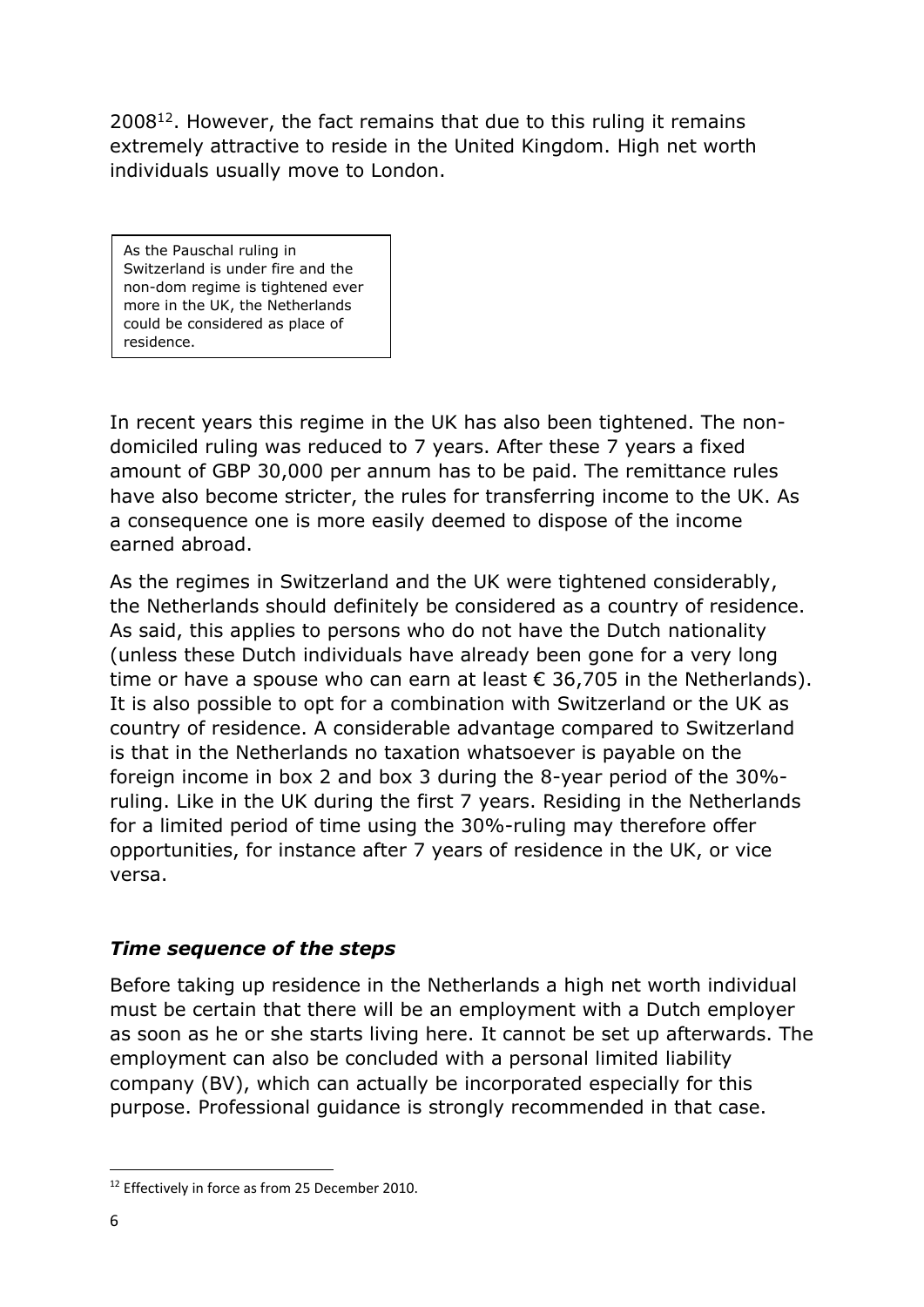2008[12]. However, the fact remains that due to this ruling it remains extremely attractive to reside in the United Kingdom. High net worth individuals usually move to London.

> As the Pauschal ruling in Switzerland is under fire and the non-dom regime is tightened ever more in the UK, the Netherlands could be considered as place of residence.

In recent years this regime in the UK has also been tightened. The non-domiciled ruling was reduced to 7 years. After these 7 years a fixed amount of GBP 30,000 per annum has to be paid. The remittance rules have also become stricter, the rules for transferring income to the UK. As a consequence one is more easily deemed to dispose of the income earned abroad.

As the regimes in Switzerland and the UK were tightened considerably, the Netherlands should definitely be considered as a country of residence. As said, this applies to persons who do not have the Dutch nationality (unless these Dutch individuals have already been gone for a very long time or have a spouse who can earn at least € 36,705 in the Netherlands). It is also possible to opt for a combination with Switzerland or the UK as country of residence. A considerable advantage compared to Switzerland is that in the Netherlands no taxation whatsoever is payable on the foreign income in box 2 and box 3 during the 8-year period of the 30%-ruling. Like in the UK during the first 7 years. Residing in the Netherlands for a limited period of time using the 30%-ruling may therefore offer opportunities, for instance after 7 years of residence in the UK, or vice versa.

### *Time sequence of the steps*

Before taking up residence in the Netherlands a high net worth individual must be certain that there will be an employment with a Dutch employer as soon as he or she starts living here. It cannot be set up afterwards. The employment can also be concluded with a personal limited liability company (BV), which can actually be incorporated especially for this purpose. Professional guidance is strongly recommended in that case.

[12] Effectively in force as from 25 December 2010.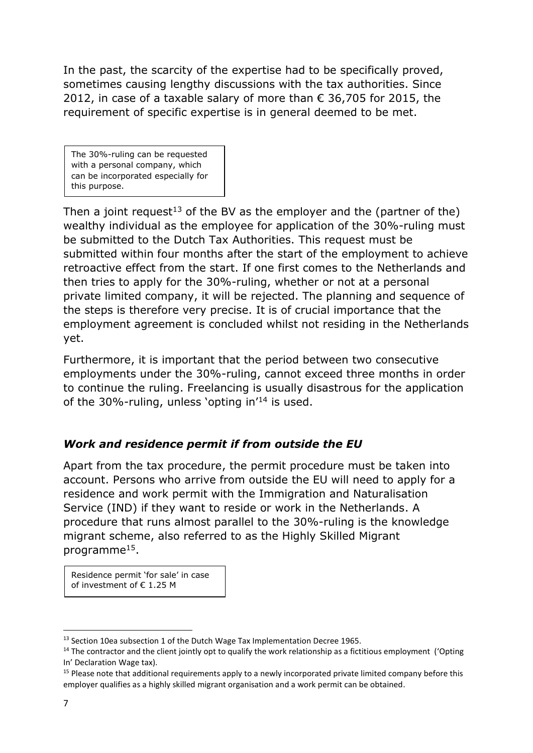In the past, the scarcity of the expertise had to be specifically proved, sometimes causing lengthy discussions with the tax authorities. Since 2012, in case of a taxable salary of more than € 36,705 for 2015, the requirement of specific expertise is in general deemed to be met.

> The 30%-ruling can be requested with a personal company, which can be incorporated especially for this purpose.

Then a joint request[13] of the BV as the employer and the (partner of the) wealthy individual as the employee for application of the 30%-ruling must be submitted to the Dutch Tax Authorities. This request must be submitted within four months after the start of the employment to achieve retroactive effect from the start. If one first comes to the Netherlands and then tries to apply for the 30%-ruling, whether or not at a personal private limited company, it will be rejected. The planning and sequence of the steps is therefore very precise. It is of crucial importance that the employment agreement is concluded whilst not residing in the Netherlands yet.

Furthermore, it is important that the period between two consecutive employments under the 30%-ruling, cannot exceed three months in order to continue the ruling. Freelancing is usually disastrous for the application of the 30%-ruling, unless 'opting in'[14] is used.

### *Work and residence permit if from outside the EU*

Apart from the tax procedure, the permit procedure must be taken into account. Persons who arrive from outside the EU will need to apply for a residence and work permit with the Immigration and Naturalisation Service (IND) if they want to reside or work in the Netherlands. A procedure that runs almost parallel to the 30%-ruling is the knowledge migrant scheme, also referred to as the Highly Skilled Migrant programme[15].

> Residence permit 'for sale' in case of investment of € 1.25 M

---

[13] Section 10ea subsection 1 of the Dutch Wage Tax Implementation Decree 1965.

[14] The contractor and the client jointly opt to qualify the work relationship as a fictitious employment ('Opting In' Declaration Wage tax).

[15] Please note that additional requirements apply to a newly incorporated private limited company before this employer qualifies as a highly skilled migrant organisation and a work permit can be obtained.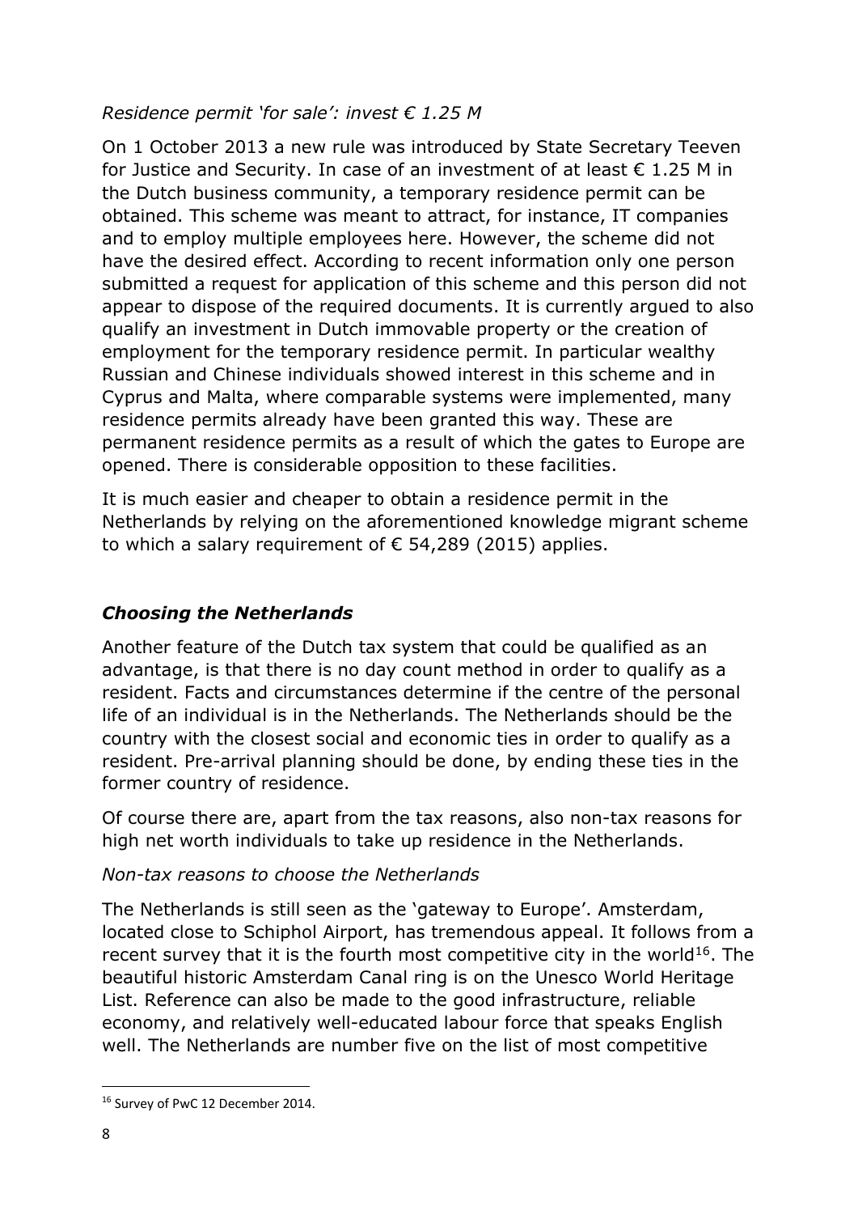*Residence permit 'for sale': invest € 1.25 M*

On 1 October 2013 a new rule was introduced by State Secretary Teeven for Justice and Security. In case of an investment of at least € 1.25 M in the Dutch business community, a temporary residence permit can be obtained. This scheme was meant to attract, for instance, IT companies and to employ multiple employees here. However, the scheme did not have the desired effect. According to recent information only one person submitted a request for application of this scheme and this person did not appear to dispose of the required documents. It is currently argued to also qualify an investment in Dutch immovable property or the creation of employment for the temporary residence permit. In particular wealthy Russian and Chinese individuals showed interest in this scheme and in Cyprus and Malta, where comparable systems were implemented, many residence permits already have been granted this way. These are permanent residence permits as a result of which the gates to Europe are opened. There is considerable opposition to these facilities.

It is much easier and cheaper to obtain a residence permit in the Netherlands by relying on the aforementioned knowledge migrant scheme to which a salary requirement of € 54,289 (2015) applies.

## ***Choosing the Netherlands***

Another feature of the Dutch tax system that could be qualified as an advantage, is that there is no day count method in order to qualify as a resident. Facts and circumstances determine if the centre of the personal life of an individual is in the Netherlands. The Netherlands should be the country with the closest social and economic ties in order to qualify as a resident. Pre-arrival planning should be done, by ending these ties in the former country of residence.

Of course there are, apart from the tax reasons, also non-tax reasons for high net worth individuals to take up residence in the Netherlands.

*Non-tax reasons to choose the Netherlands*

The Netherlands is still seen as the 'gateway to Europe'. Amsterdam, located close to Schiphol Airport, has tremendous appeal. It follows from a recent survey that it is the fourth most competitive city in the world[16]. The beautiful historic Amsterdam Canal ring is on the Unesco World Heritage List. Reference can also be made to the good infrastructure, reliable economy, and relatively well-educated labour force that speaks English well. The Netherlands are number five on the list of most competitive

[16] Survey of PwC 12 December 2014.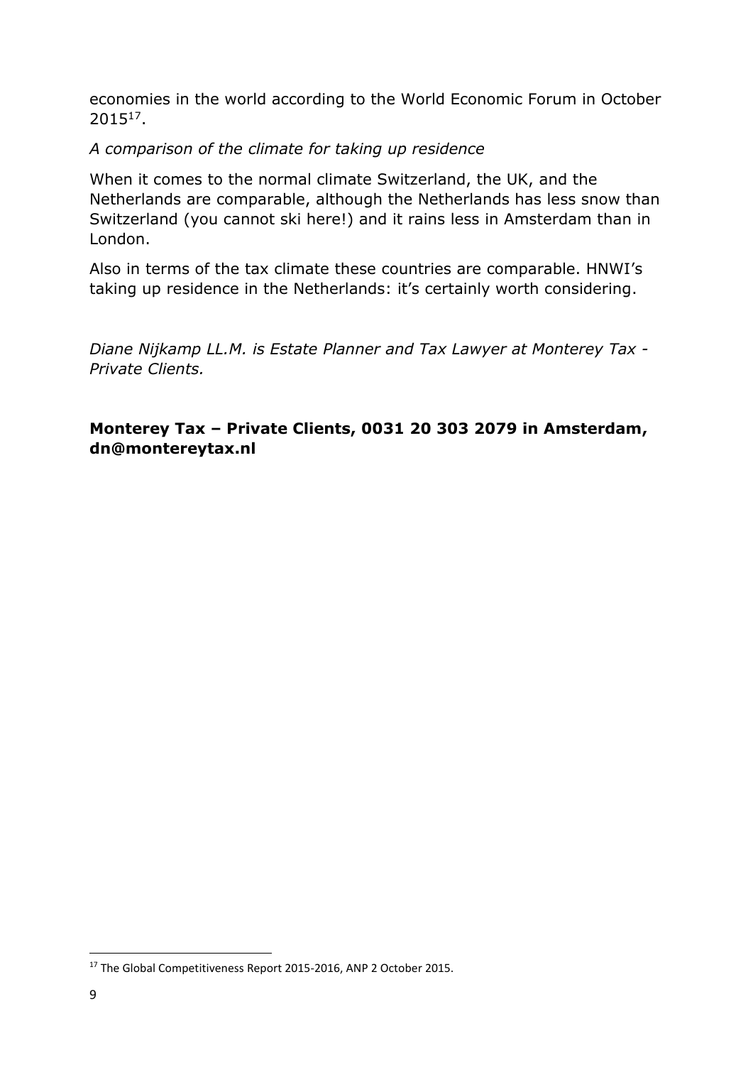economies in the world according to the World Economic Forum in October 2015[17].

*A comparison of the climate for taking up residence*

When it comes to the normal climate Switzerland, the UK, and the Netherlands are comparable, although the Netherlands has less snow than Switzerland (you cannot ski here!) and it rains less in Amsterdam than in London.

Also in terms of the tax climate these countries are comparable. HNWI's taking up residence in the Netherlands: it's certainly worth considering.

*Diane Nijkamp LL.M. is Estate Planner and Tax Lawyer at Monterey Tax - Private Clients.*

**Monterey Tax – Private Clients, 0031 20 303 2079 in Amsterdam, dn@montereytax.nl**

[17] The Global Competitiveness Report 2015-2016, ANP 2 October 2015.